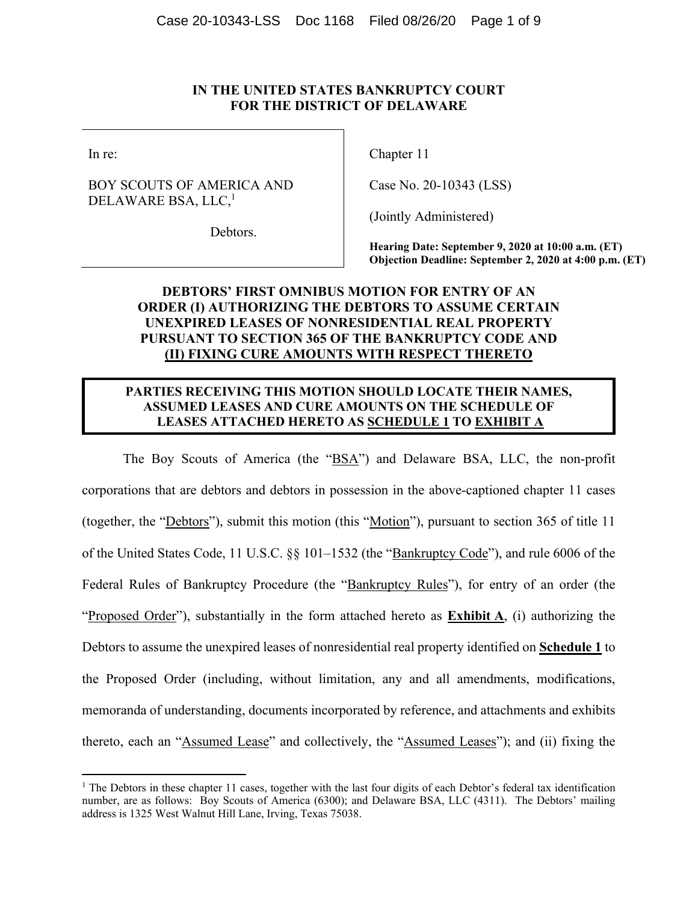**IN THE UNITED STATES BANKRUPTCY COURT**
**FOR THE DISTRICT OF DELAWARE**

| | |
|---|---|
| In re:<br><br>BOY SCOUTS OF AMERICA AND DELAWARE BSA, LLC,[1]<br><br>Debtors. | Chapter 11<br><br>Case No. 20-10343 (LSS)<br><br>(Jointly Administered)<br><br>**Hearing Date: September 9, 2020 at 10:00 a.m. (ET)**<br>**Objection Deadline: September 2, 2020 at 4:00 p.m. (ET)** |

**DEBTORS' FIRST OMNIBUS MOTION FOR ENTRY OF AN ORDER (I) AUTHORIZING THE DEBTORS TO ASSUME CERTAIN UNEXPIRED LEASES OF NONRESIDENTIAL REAL PROPERTY PURSUANT TO SECTION 365 OF THE BANKRUPTCY CODE AND (II) FIXING CURE AMOUNTS WITH RESPECT THERETO**

**PARTIES RECEIVING THIS MOTION SHOULD LOCATE THEIR NAMES, ASSUMED LEASES AND CURE AMOUNTS ON THE SCHEDULE OF LEASES ATTACHED HERETO AS SCHEDULE 1 TO EXHIBIT A**

The Boy Scouts of America (the "BSA") and Delaware BSA, LLC, the non-profit corporations that are debtors and debtors in possession in the above-captioned chapter 11 cases (together, the "Debtors"), submit this motion (this "Motion"), pursuant to section 365 of title 11 of the United States Code, 11 U.S.C. §§ 101–1532 (the "Bankruptcy Code"), and rule 6006 of the Federal Rules of Bankruptcy Procedure (the "Bankruptcy Rules"), for entry of an order (the "Proposed Order"), substantially in the form attached hereto as **Exhibit A**, (i) authorizing the Debtors to assume the unexpired leases of nonresidential real property identified on **Schedule 1** to the Proposed Order (including, without limitation, any and all amendments, modifications, memoranda of understanding, documents incorporated by reference, and attachments and exhibits thereto, each an "Assumed Lease" and collectively, the "Assumed Leases"); and (ii) fixing the

---

[1] The Debtors in these chapter 11 cases, together with the last four digits of each Debtor's federal tax identification number, are as follows: Boy Scouts of America (6300); and Delaware BSA, LLC (4311). The Debtors' mailing address is 1325 West Walnut Hill Lane, Irving, Texas 75038.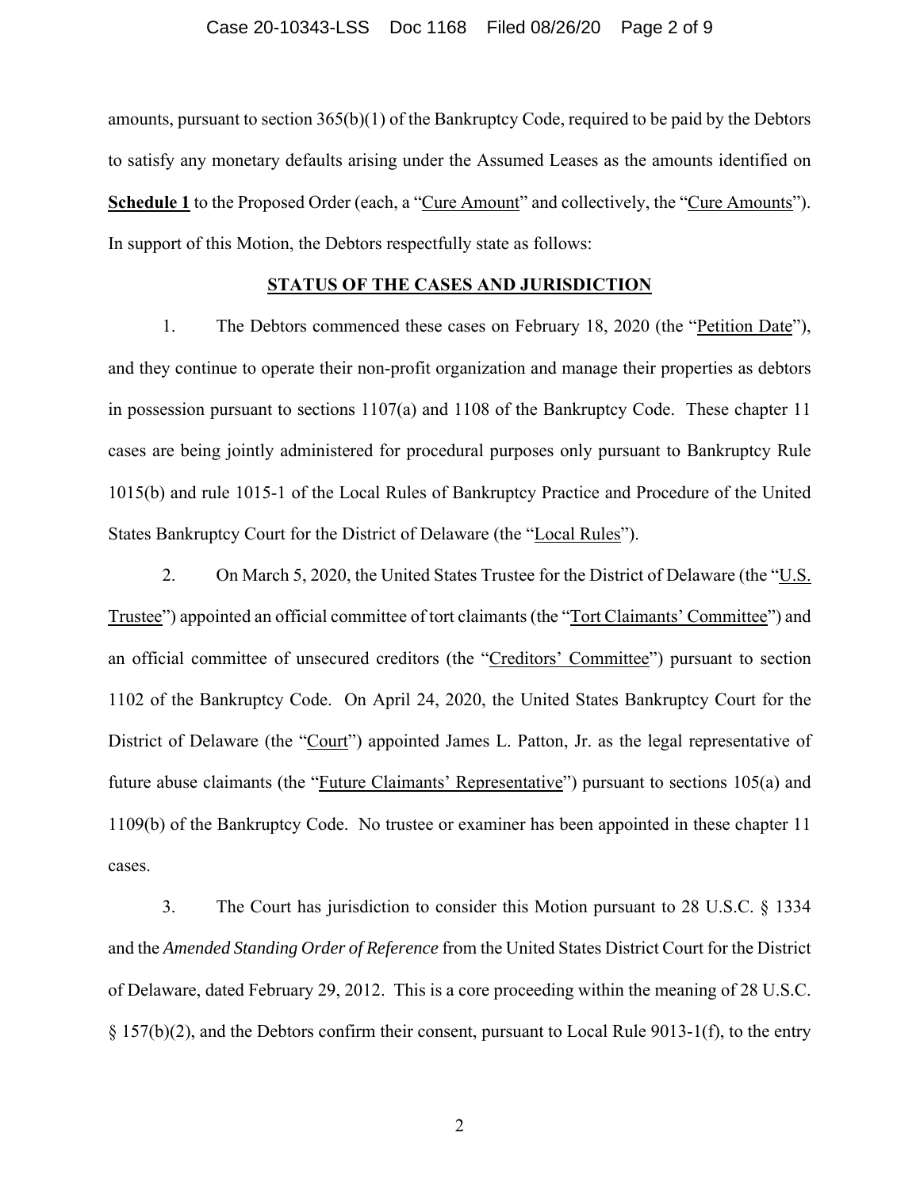amounts, pursuant to section 365(b)(1) of the Bankruptcy Code, required to be paid by the Debtors to satisfy any monetary defaults arising under the Assumed Leases as the amounts identified on **Schedule 1** to the Proposed Order (each, a "Cure Amount" and collectively, the "Cure Amounts"). In support of this Motion, the Debtors respectfully state as follows:

## STATUS OF THE CASES AND JURISDICTION

1. The Debtors commenced these cases on February 18, 2020 (the "Petition Date"), and they continue to operate their non-profit organization and manage their properties as debtors in possession pursuant to sections 1107(a) and 1108 of the Bankruptcy Code. These chapter 11 cases are being jointly administered for procedural purposes only pursuant to Bankruptcy Rule 1015(b) and rule 1015-1 of the Local Rules of Bankruptcy Practice and Procedure of the United States Bankruptcy Court for the District of Delaware (the "Local Rules").

2. On March 5, 2020, the United States Trustee for the District of Delaware (the "U.S. Trustee") appointed an official committee of tort claimants (the "Tort Claimants' Committee") and an official committee of unsecured creditors (the "Creditors' Committee") pursuant to section 1102 of the Bankruptcy Code. On April 24, 2020, the United States Bankruptcy Court for the District of Delaware (the "Court") appointed James L. Patton, Jr. as the legal representative of future abuse claimants (the "Future Claimants' Representative") pursuant to sections 105(a) and 1109(b) of the Bankruptcy Code. No trustee or examiner has been appointed in these chapter 11 cases.

3. The Court has jurisdiction to consider this Motion pursuant to 28 U.S.C. § 1334 and the *Amended Standing Order of Reference* from the United States District Court for the District of Delaware, dated February 29, 2012. This is a core proceeding within the meaning of 28 U.S.C. § 157(b)(2), and the Debtors confirm their consent, pursuant to Local Rule 9013-1(f), to the entry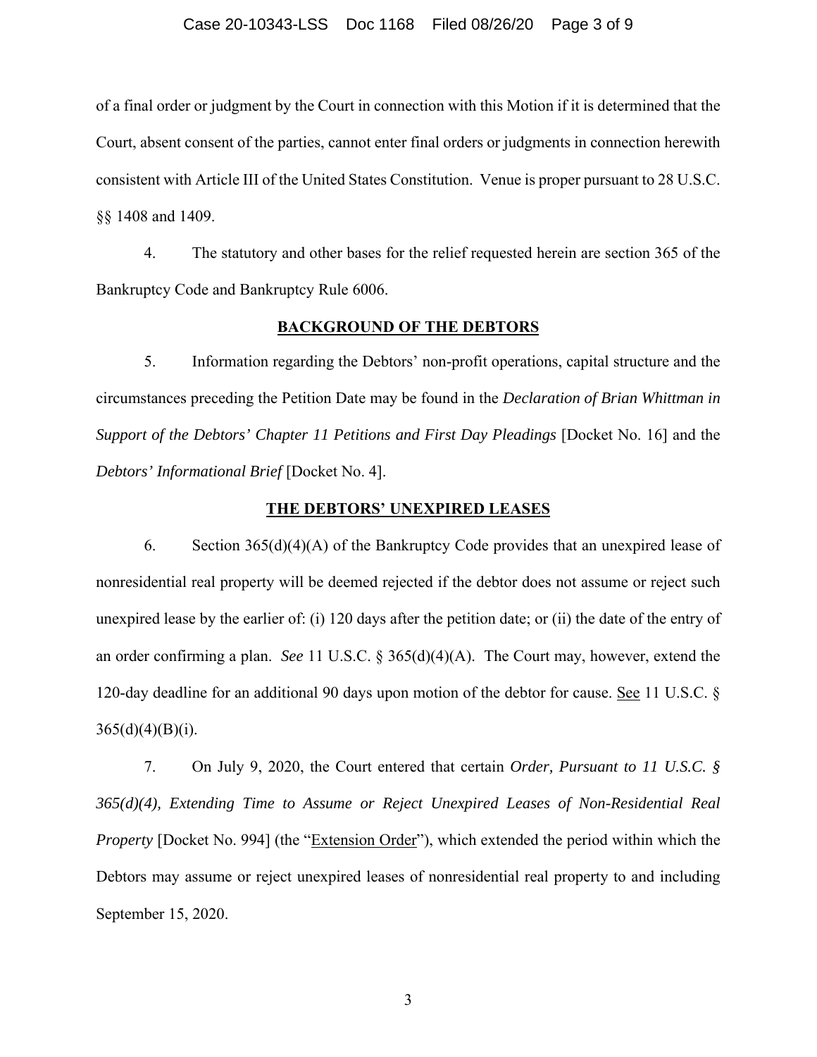of a final order or judgment by the Court in connection with this Motion if it is determined that the Court, absent consent of the parties, cannot enter final orders or judgments in connection herewith consistent with Article III of the United States Constitution. Venue is proper pursuant to 28 U.S.C. §§ 1408 and 1409.

4. The statutory and other bases for the relief requested herein are section 365 of the Bankruptcy Code and Bankruptcy Rule 6006.

## BACKGROUND OF THE DEBTORS

5. Information regarding the Debtors' non-profit operations, capital structure and the circumstances preceding the Petition Date may be found in the *Declaration of Brian Whittman in Support of the Debtors' Chapter 11 Petitions and First Day Pleadings* [Docket No. 16] and the *Debtors' Informational Brief* [Docket No. 4].

## THE DEBTORS' UNEXPIRED LEASES

6. Section 365(d)(4)(A) of the Bankruptcy Code provides that an unexpired lease of nonresidential real property will be deemed rejected if the debtor does not assume or reject such unexpired lease by the earlier of: (i) 120 days after the petition date; or (ii) the date of the entry of an order confirming a plan. *See* 11 U.S.C. § 365(d)(4)(A). The Court may, however, extend the 120-day deadline for an additional 90 days upon motion of the debtor for cause. See 11 U.S.C. § 365(d)(4)(B)(i).

7. On July 9, 2020, the Court entered that certain *Order, Pursuant to 11 U.S.C. § 365(d)(4), Extending Time to Assume or Reject Unexpired Leases of Non-Residential Real Property* [Docket No. 994] (the "Extension Order"), which extended the period within which the Debtors may assume or reject unexpired leases of nonresidential real property to and including September 15, 2020.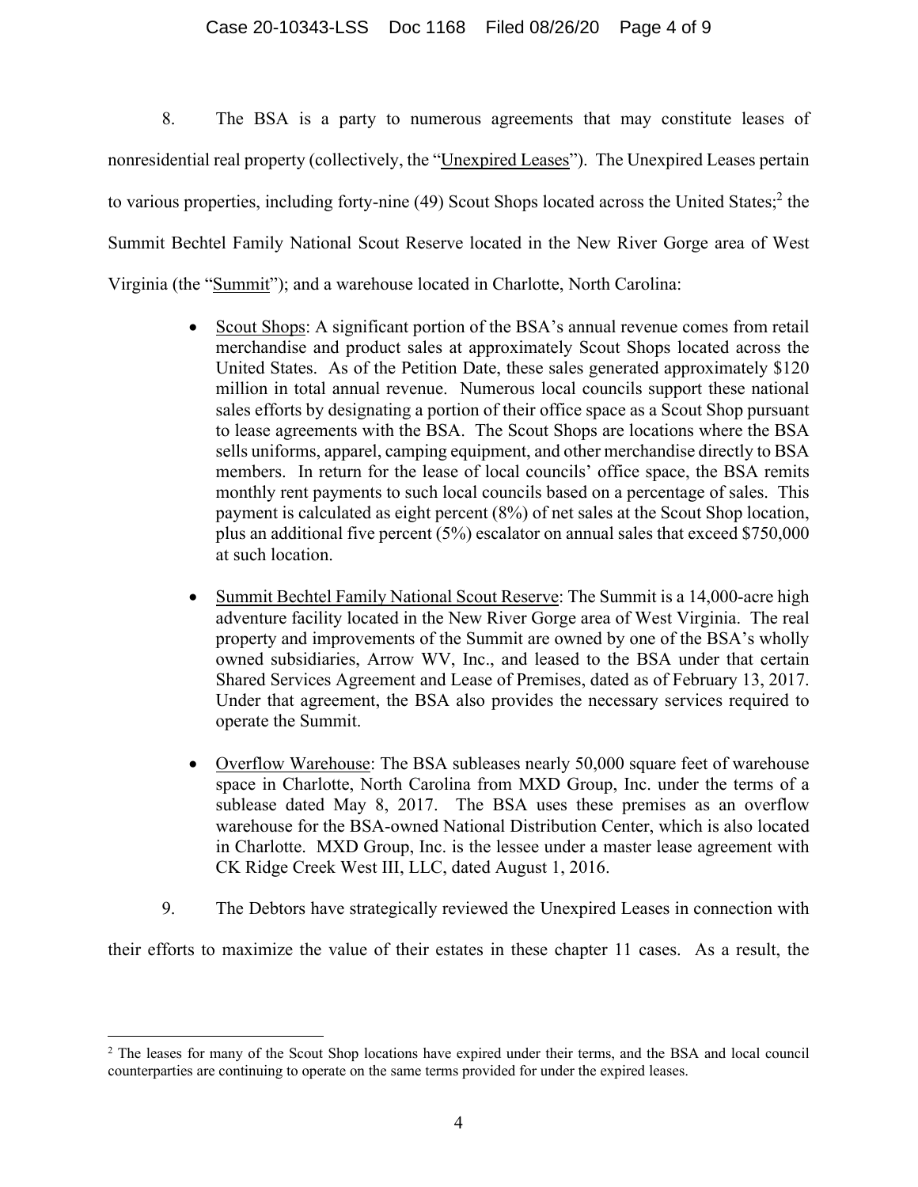8. The BSA is a party to numerous agreements that may constitute leases of nonresidential real property (collectively, the "Unexpired Leases"). The Unexpired Leases pertain to various properties, including forty-nine (49) Scout Shops located across the United States;[2] the Summit Bechtel Family National Scout Reserve located in the New River Gorge area of West Virginia (the "Summit"); and a warehouse located in Charlotte, North Carolina:

- Scout Shops: A significant portion of the BSA's annual revenue comes from retail merchandise and product sales at approximately Scout Shops located across the United States. As of the Petition Date, these sales generated approximately $120 million in total annual revenue. Numerous local councils support these national sales efforts by designating a portion of their office space as a Scout Shop pursuant to lease agreements with the BSA. The Scout Shops are locations where the BSA sells uniforms, apparel, camping equipment, and other merchandise directly to BSA members. In return for the lease of local councils' office space, the BSA remits monthly rent payments to such local councils based on a percentage of sales. This payment is calculated as eight percent (8%) of net sales at the Scout Shop location, plus an additional five percent (5%) escalator on annual sales that exceed $750,000 at such location.

- Summit Bechtel Family National Scout Reserve: The Summit is a 14,000-acre high adventure facility located in the New River Gorge area of West Virginia. The real property and improvements of the Summit are owned by one of the BSA's wholly owned subsidiaries, Arrow WV, Inc., and leased to the BSA under that certain Shared Services Agreement and Lease of Premises, dated as of February 13, 2017. Under that agreement, the BSA also provides the necessary services required to operate the Summit.

- Overflow Warehouse: The BSA subleases nearly 50,000 square feet of warehouse space in Charlotte, North Carolina from MXD Group, Inc. under the terms of a sublease dated May 8, 2017. The BSA uses these premises as an overflow warehouse for the BSA-owned National Distribution Center, which is also located in Charlotte. MXD Group, Inc. is the lessee under a master lease agreement with CK Ridge Creek West III, LLC, dated August 1, 2016.

9. The Debtors have strategically reviewed the Unexpired Leases in connection with their efforts to maximize the value of their estates in these chapter 11 cases. As a result, the

---

[2] The leases for many of the Scout Shop locations have expired under their terms, and the BSA and local council counterparties are continuing to operate on the same terms provided for under the expired leases.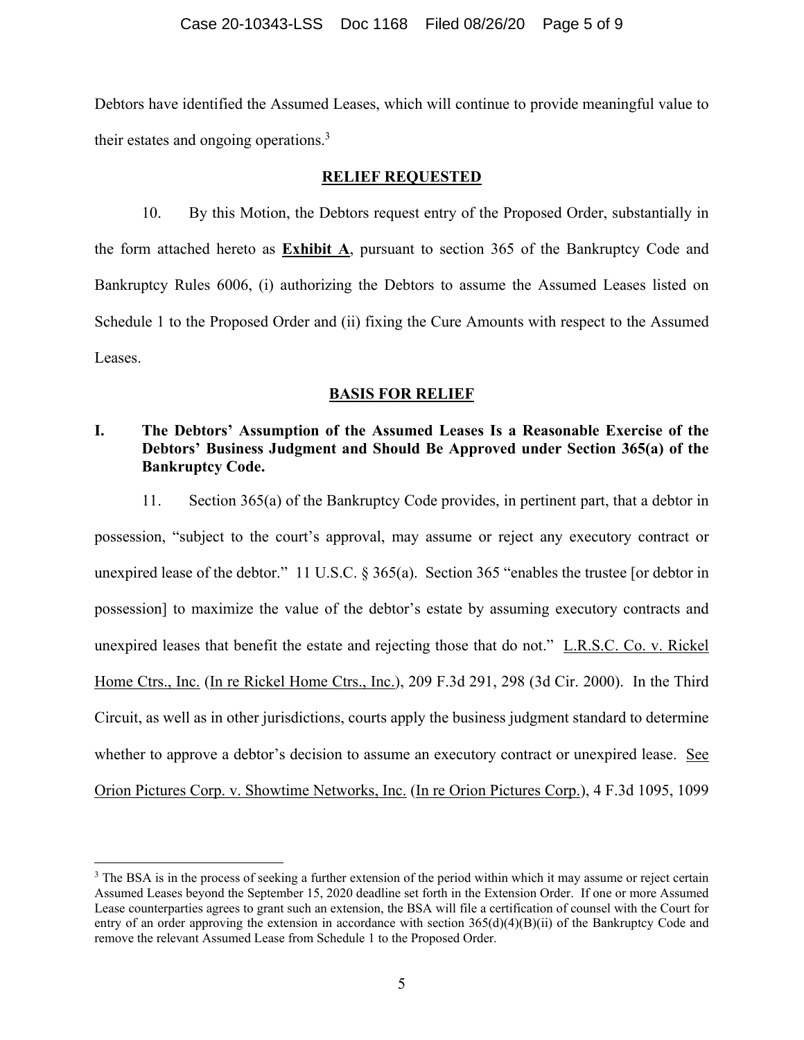Debtors have identified the Assumed Leases, which will continue to provide meaningful value to their estates and ongoing operations.[3]

## RELIEF REQUESTED

10. By this Motion, the Debtors request entry of the Proposed Order, substantially in the form attached hereto as **Exhibit A**, pursuant to section 365 of the Bankruptcy Code and Bankruptcy Rules 6006, (i) authorizing the Debtors to assume the Assumed Leases listed on Schedule 1 to the Proposed Order and (ii) fixing the Cure Amounts with respect to the Assumed Leases.

## BASIS FOR RELIEF

### I. The Debtors' Assumption of the Assumed Leases Is a Reasonable Exercise of the Debtors' Business Judgment and Should Be Approved under Section 365(a) of the Bankruptcy Code.

11. Section 365(a) of the Bankruptcy Code provides, in pertinent part, that a debtor in possession, "subject to the court's approval, may assume or reject any executory contract or unexpired lease of the debtor." 11 U.S.C. § 365(a). Section 365 "enables the trustee [or debtor in possession] to maximize the value of the debtor's estate by assuming executory contracts and unexpired leases that benefit the estate and rejecting those that do not." L.R.S.C. Co. v. Rickel Home Ctrs., Inc. (In re Rickel Home Ctrs., Inc.), 209 F.3d 291, 298 (3d Cir. 2000). In the Third Circuit, as well as in other jurisdictions, courts apply the business judgment standard to determine whether to approve a debtor's decision to assume an executory contract or unexpired lease. See Orion Pictures Corp. v. Showtime Networks, Inc. (In re Orion Pictures Corp.), 4 F.3d 1095, 1099

---

[3] The BSA is in the process of seeking a further extension of the period within which it may assume or reject certain Assumed Leases beyond the September 15, 2020 deadline set forth in the Extension Order. If one or more Assumed Lease counterparties agrees to grant such an extension, the BSA will file a certification of counsel with the Court for entry of an order approving the extension in accordance with section 365(d)(4)(B)(ii) of the Bankruptcy Code and remove the relevant Assumed Lease from Schedule 1 to the Proposed Order.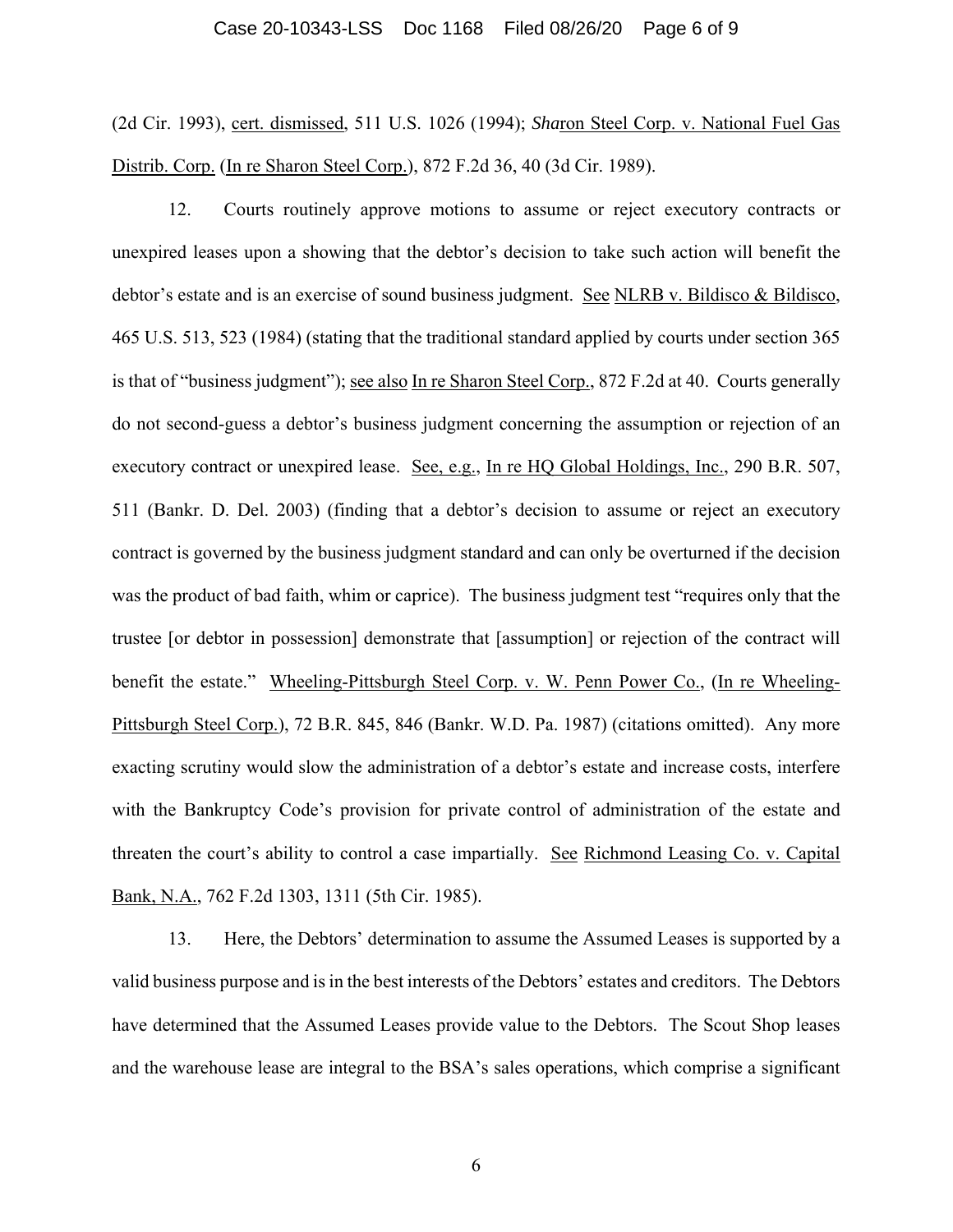(2d Cir. 1993), cert. dismissed, 511 U.S. 1026 (1994); Sharon Steel Corp. v. National Fuel Gas Distrib. Corp. (In re Sharon Steel Corp.), 872 F.2d 36, 40 (3d Cir. 1989).

12. Courts routinely approve motions to assume or reject executory contracts or unexpired leases upon a showing that the debtor's decision to take such action will benefit the debtor's estate and is an exercise of sound business judgment. See NLRB v. Bildisco & Bildisco, 465 U.S. 513, 523 (1984) (stating that the traditional standard applied by courts under section 365 is that of "business judgment"); see also In re Sharon Steel Corp., 872 F.2d at 40. Courts generally do not second-guess a debtor's business judgment concerning the assumption or rejection of an executory contract or unexpired lease. See, e.g., In re HQ Global Holdings, Inc., 290 B.R. 507, 511 (Bankr. D. Del. 2003) (finding that a debtor's decision to assume or reject an executory contract is governed by the business judgment standard and can only be overturned if the decision was the product of bad faith, whim or caprice). The business judgment test "requires only that the trustee [or debtor in possession] demonstrate that [assumption] or rejection of the contract will benefit the estate." Wheeling-Pittsburgh Steel Corp. v. W. Penn Power Co., (In re Wheeling-Pittsburgh Steel Corp.), 72 B.R. 845, 846 (Bankr. W.D. Pa. 1987) (citations omitted). Any more exacting scrutiny would slow the administration of a debtor's estate and increase costs, interfere with the Bankruptcy Code's provision for private control of administration of the estate and threaten the court's ability to control a case impartially. See Richmond Leasing Co. v. Capital Bank, N.A., 762 F.2d 1303, 1311 (5th Cir. 1985).

13. Here, the Debtors' determination to assume the Assumed Leases is supported by a valid business purpose and is in the best interests of the Debtors' estates and creditors. The Debtors have determined that the Assumed Leases provide value to the Debtors. The Scout Shop leases and the warehouse lease are integral to the BSA's sales operations, which comprise a significant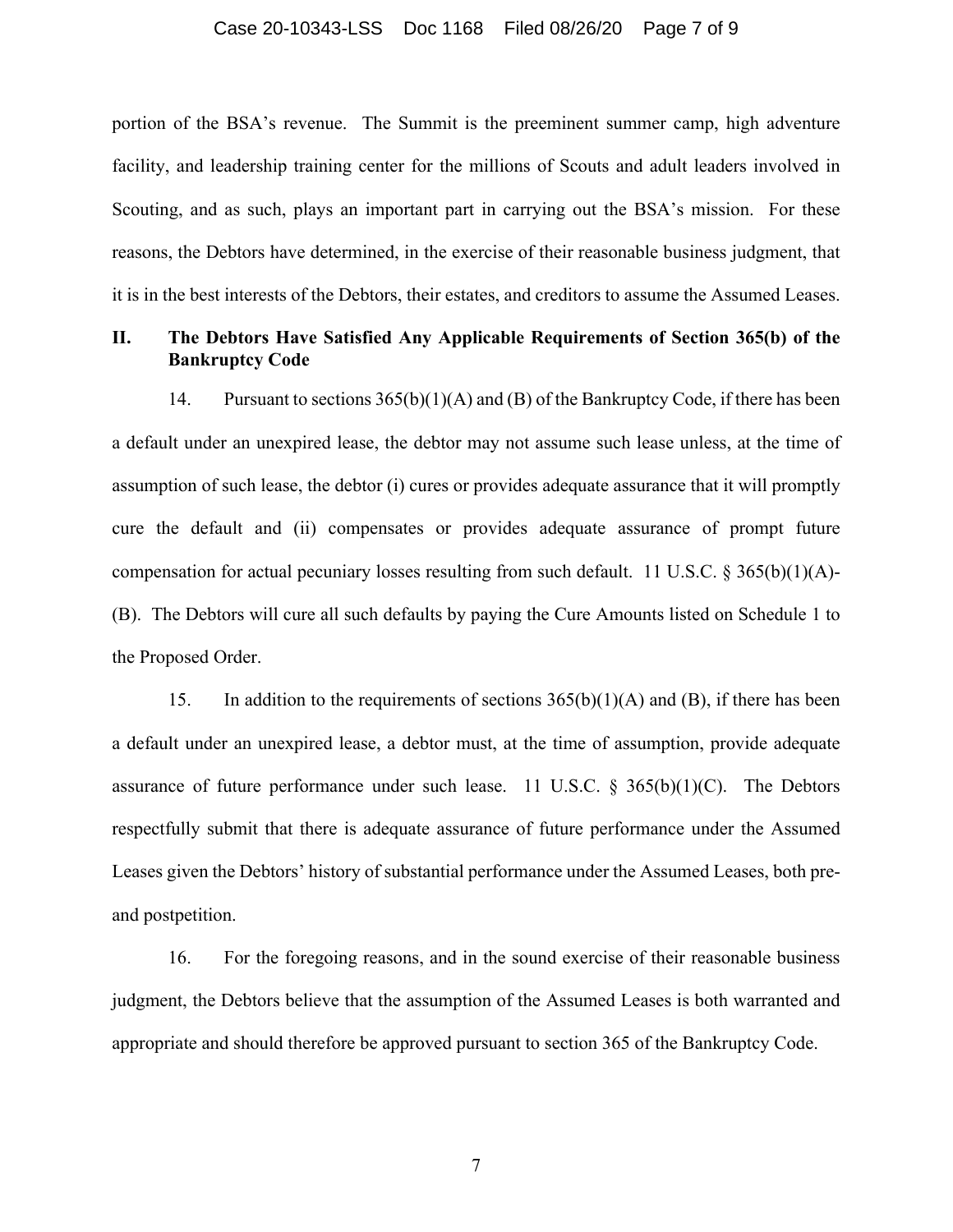portion of the BSA's revenue. The Summit is the preeminent summer camp, high adventure facility, and leadership training center for the millions of Scouts and adult leaders involved in Scouting, and as such, plays an important part in carrying out the BSA's mission. For these reasons, the Debtors have determined, in the exercise of their reasonable business judgment, that it is in the best interests of the Debtors, their estates, and creditors to assume the Assumed Leases.

## II. The Debtors Have Satisfied Any Applicable Requirements of Section 365(b) of the Bankruptcy Code

14. Pursuant to sections 365(b)(1)(A) and (B) of the Bankruptcy Code, if there has been a default under an unexpired lease, the debtor may not assume such lease unless, at the time of assumption of such lease, the debtor (i) cures or provides adequate assurance that it will promptly cure the default and (ii) compensates or provides adequate assurance of prompt future compensation for actual pecuniary losses resulting from such default. 11 U.S.C. § 365(b)(1)(A)-(B). The Debtors will cure all such defaults by paying the Cure Amounts listed on Schedule 1 to the Proposed Order.

15. In addition to the requirements of sections 365(b)(1)(A) and (B), if there has been a default under an unexpired lease, a debtor must, at the time of assumption, provide adequate assurance of future performance under such lease. 11 U.S.C. § 365(b)(1)(C). The Debtors respectfully submit that there is adequate assurance of future performance under the Assumed Leases given the Debtors' history of substantial performance under the Assumed Leases, both pre- and postpetition.

16. For the foregoing reasons, and in the sound exercise of their reasonable business judgment, the Debtors believe that the assumption of the Assumed Leases is both warranted and appropriate and should therefore be approved pursuant to section 365 of the Bankruptcy Code.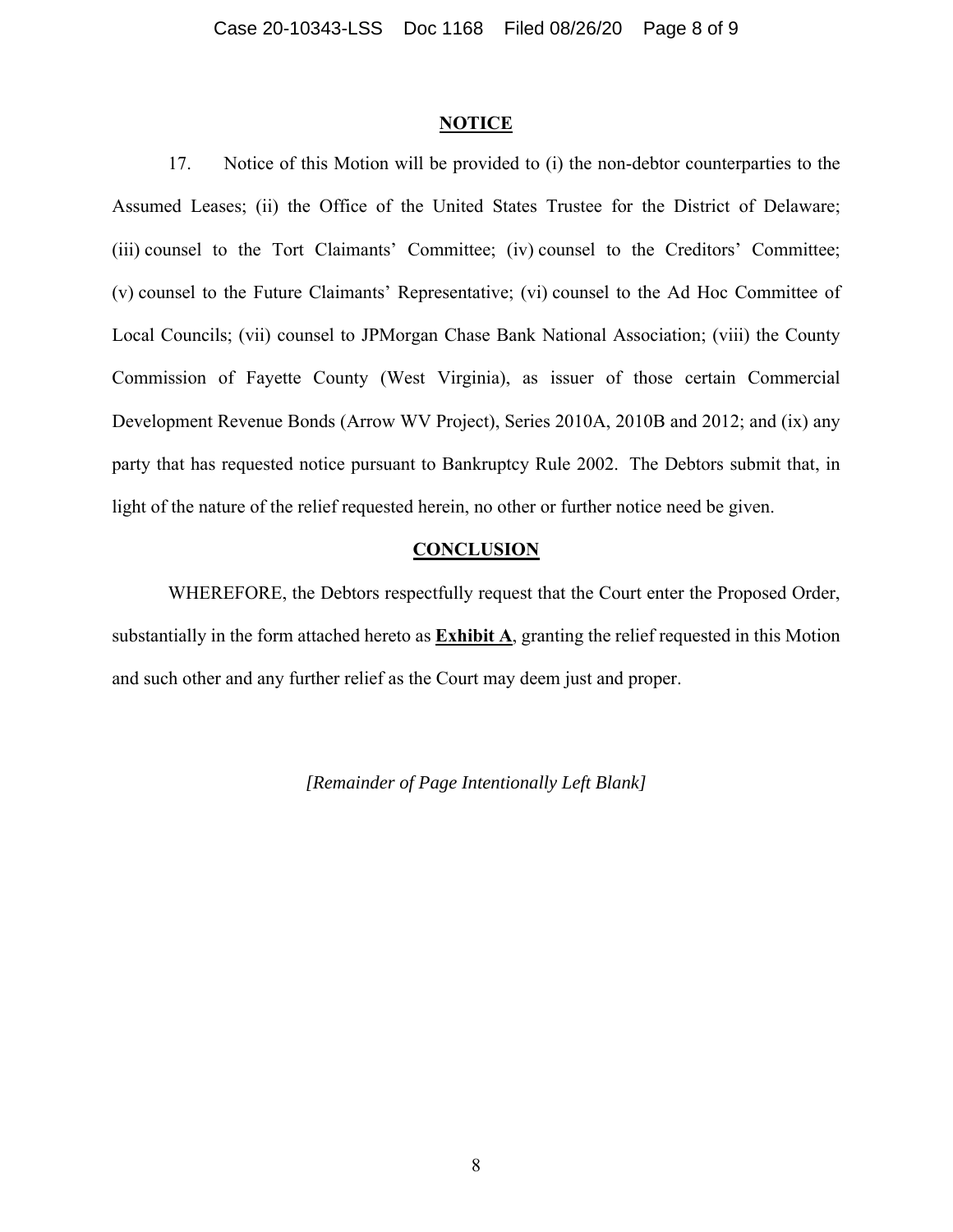## NOTICE

17. Notice of this Motion will be provided to (i) the non-debtor counterparties to the Assumed Leases; (ii) the Office of the United States Trustee for the District of Delaware; (iii) counsel to the Tort Claimants' Committee; (iv) counsel to the Creditors' Committee; (v) counsel to the Future Claimants' Representative; (vi) counsel to the Ad Hoc Committee of Local Councils; (vii) counsel to JPMorgan Chase Bank National Association; (viii) the County Commission of Fayette County (West Virginia), as issuer of those certain Commercial Development Revenue Bonds (Arrow WV Project), Series 2010A, 2010B and 2012; and (ix) any party that has requested notice pursuant to Bankruptcy Rule 2002. The Debtors submit that, in light of the nature of the relief requested herein, no other or further notice need be given.

## CONCLUSION

WHEREFORE, the Debtors respectfully request that the Court enter the Proposed Order, substantially in the form attached hereto as **Exhibit A**, granting the relief requested in this Motion and such other and any further relief as the Court may deem just and proper.

*[Remainder of Page Intentionally Left Blank]*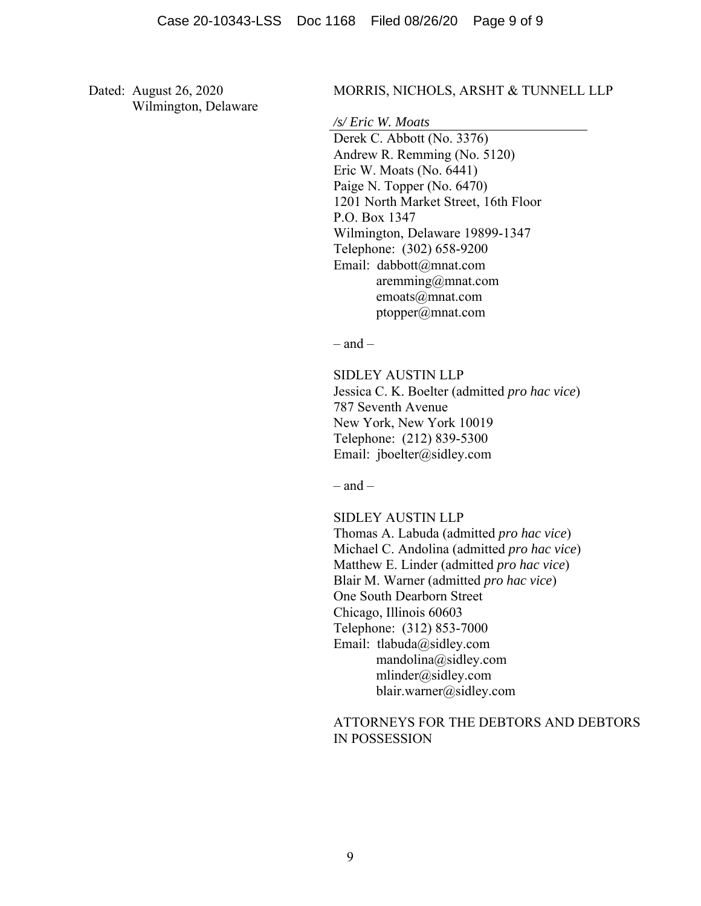Dated: August 26, 2020
Wilmington, Delaware

MORRIS, NICHOLS, ARSHT & TUNNELL LLP

*/s/ Eric W. Moats*

Derek C. Abbott (No. 3376)
Andrew R. Remming (No. 5120)
Eric W. Moats (No. 6441)
Paige N. Topper (No. 6470)
1201 North Market Street, 16th Floor
P.O. Box 1347
Wilmington, Delaware 19899-1347
Telephone: (302) 658-9200
Email: dabbott@mnat.com
aremming@mnat.com
emoats@mnat.com
ptopper@mnat.com

– and –

SIDLEY AUSTIN LLP
Jessica C. K. Boelter (admitted *pro hac vice*)
787 Seventh Avenue
New York, New York 10019
Telephone: (212) 839-5300
Email: jboelter@sidley.com

– and –

SIDLEY AUSTIN LLP
Thomas A. Labuda (admitted *pro hac vice*)
Michael C. Andolina (admitted *pro hac vice*)
Matthew E. Linder (admitted *pro hac vice*)
Blair M. Warner (admitted *pro hac vice*)
One South Dearborn Street
Chicago, Illinois 60603
Telephone: (312) 853-7000
Email: tlabuda@sidley.com
mandolina@sidley.com
mlinder@sidley.com
blair.warner@sidley.com

ATTORNEYS FOR THE DEBTORS AND DEBTORS IN POSSESSION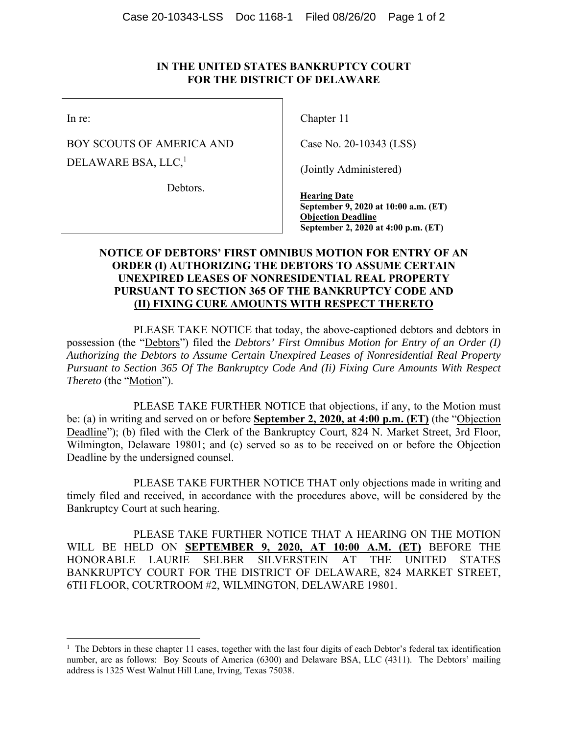**IN THE UNITED STATES BANKRUPTCY COURT**
**FOR THE DISTRICT OF DELAWARE**

| | |
|---|---|
| In re:<br><br>BOY SCOUTS OF AMERICA AND DELAWARE BSA, LLC,[1]<br><br>Debtors. | Chapter 11<br><br>Case No. 20-10343 (LSS)<br><br>(Jointly Administered)<br><br>**Hearing Date**<br>**September 9, 2020 at 10:00 a.m. (ET)**<br>**Objection Deadline**<br>**September 2, 2020 at 4:00 p.m. (ET)** |

**NOTICE OF DEBTORS' FIRST OMNIBUS MOTION FOR ENTRY OF AN ORDER (I) AUTHORIZING THE DEBTORS TO ASSUME CERTAIN UNEXPIRED LEASES OF NONRESIDENTIAL REAL PROPERTY PURSUANT TO SECTION 365 OF THE BANKRUPTCY CODE AND (II) FIXING CURE AMOUNTS WITH RESPECT THERETO**

PLEASE TAKE NOTICE that today, the above-captioned debtors and debtors in possession (the "Debtors") filed the *Debtors' First Omnibus Motion for Entry of an Order (I) Authorizing the Debtors to Assume Certain Unexpired Leases of Nonresidential Real Property Pursuant to Section 365 Of The Bankruptcy Code And (Ii) Fixing Cure Amounts With Respect Thereto* (the "Motion").

PLEASE TAKE FURTHER NOTICE that objections, if any, to the Motion must be: (a) in writing and served on or before **September 2, 2020, at 4:00 p.m. (ET)** (the "Objection Deadline"); (b) filed with the Clerk of the Bankruptcy Court, 824 N. Market Street, 3rd Floor, Wilmington, Delaware 19801; and (c) served so as to be received on or before the Objection Deadline by the undersigned counsel.

PLEASE TAKE FURTHER NOTICE THAT only objections made in writing and timely filed and received, in accordance with the procedures above, will be considered by the Bankruptcy Court at such hearing.

PLEASE TAKE FURTHER NOTICE THAT A HEARING ON THE MOTION WILL BE HELD ON **SEPTEMBER 9, 2020, AT 10:00 A.M. (ET)** BEFORE THE HONORABLE LAURIE SELBER SILVERSTEIN AT THE UNITED STATES BANKRUPTCY COURT FOR THE DISTRICT OF DELAWARE, 824 MARKET STREET, 6TH FLOOR, COURTROOM #2, WILMINGTON, DELAWARE 19801.

[1] The Debtors in these chapter 11 cases, together with the last four digits of each Debtor's federal tax identification number, are as follows: Boy Scouts of America (6300) and Delaware BSA, LLC (4311). The Debtors' mailing address is 1325 West Walnut Hill Lane, Irving, Texas 75038.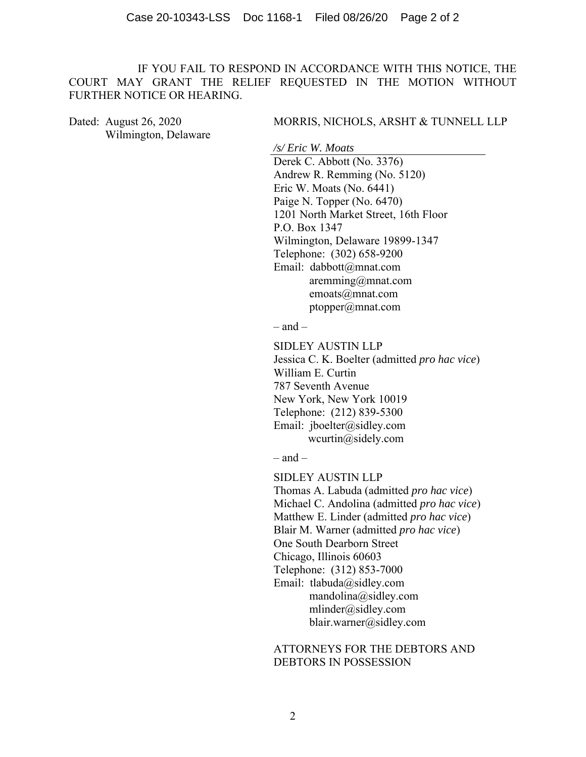IF YOU FAIL TO RESPOND IN ACCORDANCE WITH THIS NOTICE, THE COURT MAY GRANT THE RELIEF REQUESTED IN THE MOTION WITHOUT FURTHER NOTICE OR HEARING.

Dated: August 26, 2020
Wilmington, Delaware

MORRIS, NICHOLS, ARSHT & TUNNELL LLP

*/s/ Eric W. Moats*

Derek C. Abbott (No. 3376)
Andrew R. Remming (No. 5120)
Eric W. Moats (No. 6441)
Paige N. Topper (No. 6470)
1201 North Market Street, 16th Floor
P.O. Box 1347
Wilmington, Delaware 19899-1347
Telephone: (302) 658-9200
Email: dabbott@mnat.com
aremming@mnat.com
emoats@mnat.com
ptopper@mnat.com

– and –

SIDLEY AUSTIN LLP
Jessica C. K. Boelter (admitted *pro hac vice*)
William E. Curtin
787 Seventh Avenue
New York, New York 10019
Telephone: (212) 839-5300
Email: jboelter@sidley.com
wcurtin@sidely.com

– and –

SIDLEY AUSTIN LLP
Thomas A. Labuda (admitted *pro hac vice*)
Michael C. Andolina (admitted *pro hac vice*)
Matthew E. Linder (admitted *pro hac vice*)
Blair M. Warner (admitted *pro hac vice*)
One South Dearborn Street
Chicago, Illinois 60603
Telephone: (312) 853-7000
Email: tlabuda@sidley.com
mandolina@sidley.com
mlinder@sidley.com
blair.warner@sidley.com

ATTORNEYS FOR THE DEBTORS AND DEBTORS IN POSSESSION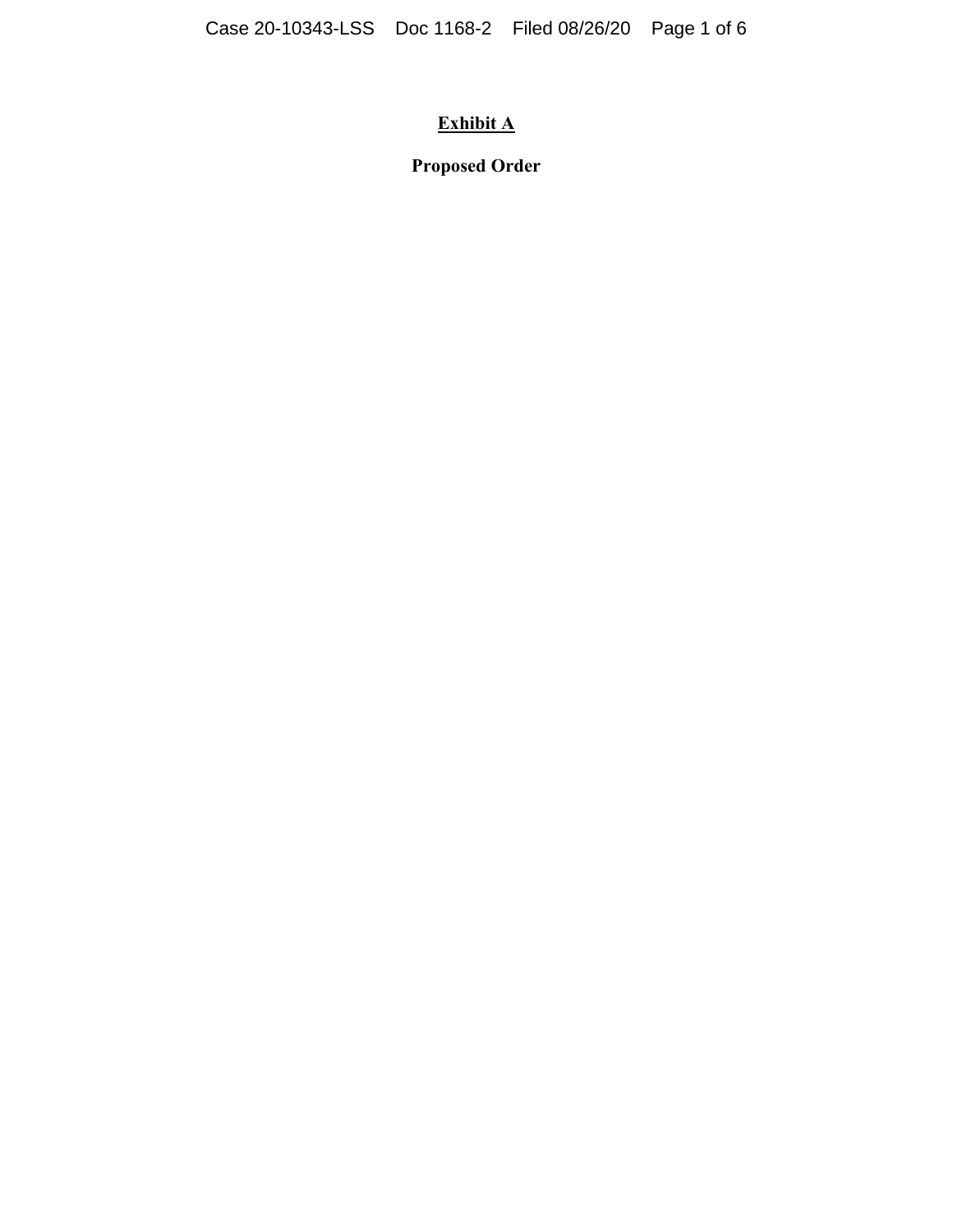**<u>Exhibit A</u>**

**Proposed Order**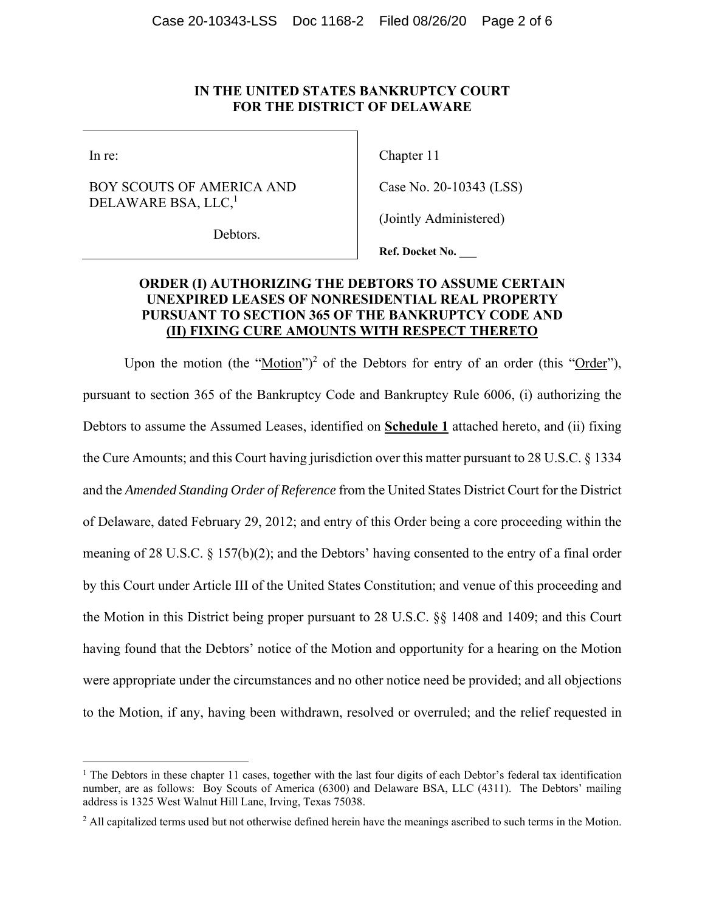**IN THE UNITED STATES BANKRUPTCY COURT**
**FOR THE DISTRICT OF DELAWARE**

| | |
|---|---|
| In re: | Chapter 11 |
| BOY SCOUTS OF AMERICA AND DELAWARE BSA, LLC,[1] | Case No. 20-10343 (LSS) |
| Debtors. | (Jointly Administered) |
| | **Ref. Docket No. \_\_\_** |

**ORDER (I) AUTHORIZING THE DEBTORS TO ASSUME CERTAIN UNEXPIRED LEASES OF NONRESIDENTIAL REAL PROPERTY PURSUANT TO SECTION 365 OF THE BANKRUPTCY CODE AND (II) FIXING CURE AMOUNTS WITH RESPECT THERETO**

Upon the motion (the "Motion")[2] of the Debtors for entry of an order (this "Order"), pursuant to section 365 of the Bankruptcy Code and Bankruptcy Rule 6006, (i) authorizing the Debtors to assume the Assumed Leases, identified on **Schedule 1** attached hereto, and (ii) fixing the Cure Amounts; and this Court having jurisdiction over this matter pursuant to 28 U.S.C. § 1334 and the *Amended Standing Order of Reference* from the United States District Court for the District of Delaware, dated February 29, 2012; and entry of this Order being a core proceeding within the meaning of 28 U.S.C. § 157(b)(2); and the Debtors' having consented to the entry of a final order by this Court under Article III of the United States Constitution; and venue of this proceeding and the Motion in this District being proper pursuant to 28 U.S.C. §§ 1408 and 1409; and this Court having found that the Debtors' notice of the Motion and opportunity for a hearing on the Motion were appropriate under the circumstances and no other notice need be provided; and all objections to the Motion, if any, having been withdrawn, resolved or overruled; and the relief requested in

---

[1] The Debtors in these chapter 11 cases, together with the last four digits of each Debtor's federal tax identification number, are as follows: Boy Scouts of America (6300) and Delaware BSA, LLC (4311). The Debtors' mailing address is 1325 West Walnut Hill Lane, Irving, Texas 75038.

[2] All capitalized terms used but not otherwise defined herein have the meanings ascribed to such terms in the Motion.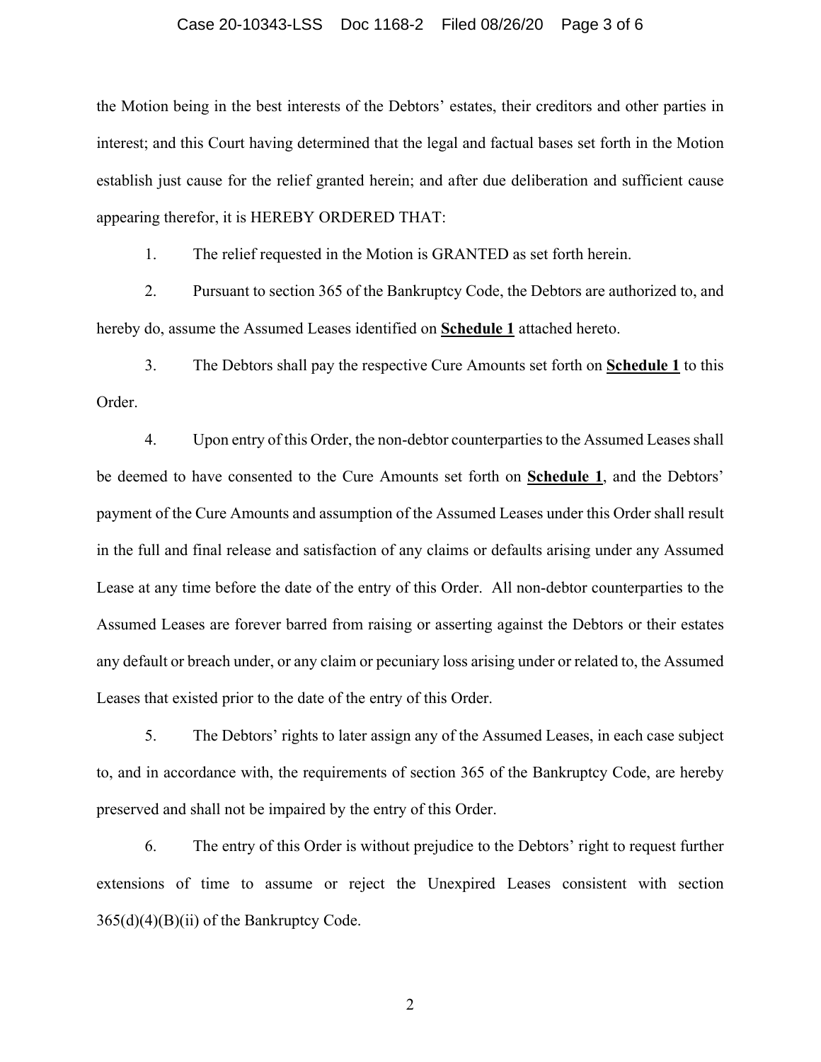the Motion being in the best interests of the Debtors' estates, their creditors and other parties in interest; and this Court having determined that the legal and factual bases set forth in the Motion establish just cause for the relief granted herein; and after due deliberation and sufficient cause appearing therefor, it is HEREBY ORDERED THAT:

1. The relief requested in the Motion is GRANTED as set forth herein.

2. Pursuant to section 365 of the Bankruptcy Code, the Debtors are authorized to, and hereby do, assume the Assumed Leases identified on **Schedule 1** attached hereto.

3. The Debtors shall pay the respective Cure Amounts set forth on **Schedule 1** to this Order.

4. Upon entry of this Order, the non-debtor counterparties to the Assumed Leases shall be deemed to have consented to the Cure Amounts set forth on **Schedule 1**, and the Debtors' payment of the Cure Amounts and assumption of the Assumed Leases under this Order shall result in the full and final release and satisfaction of any claims or defaults arising under any Assumed Lease at any time before the date of the entry of this Order. All non-debtor counterparties to the Assumed Leases are forever barred from raising or asserting against the Debtors or their estates any default or breach under, or any claim or pecuniary loss arising under or related to, the Assumed Leases that existed prior to the date of the entry of this Order.

5. The Debtors' rights to later assign any of the Assumed Leases, in each case subject to, and in accordance with, the requirements of section 365 of the Bankruptcy Code, are hereby preserved and shall not be impaired by the entry of this Order.

6. The entry of this Order is without prejudice to the Debtors' right to request further extensions of time to assume or reject the Unexpired Leases consistent with section 365(d)(4)(B)(ii) of the Bankruptcy Code.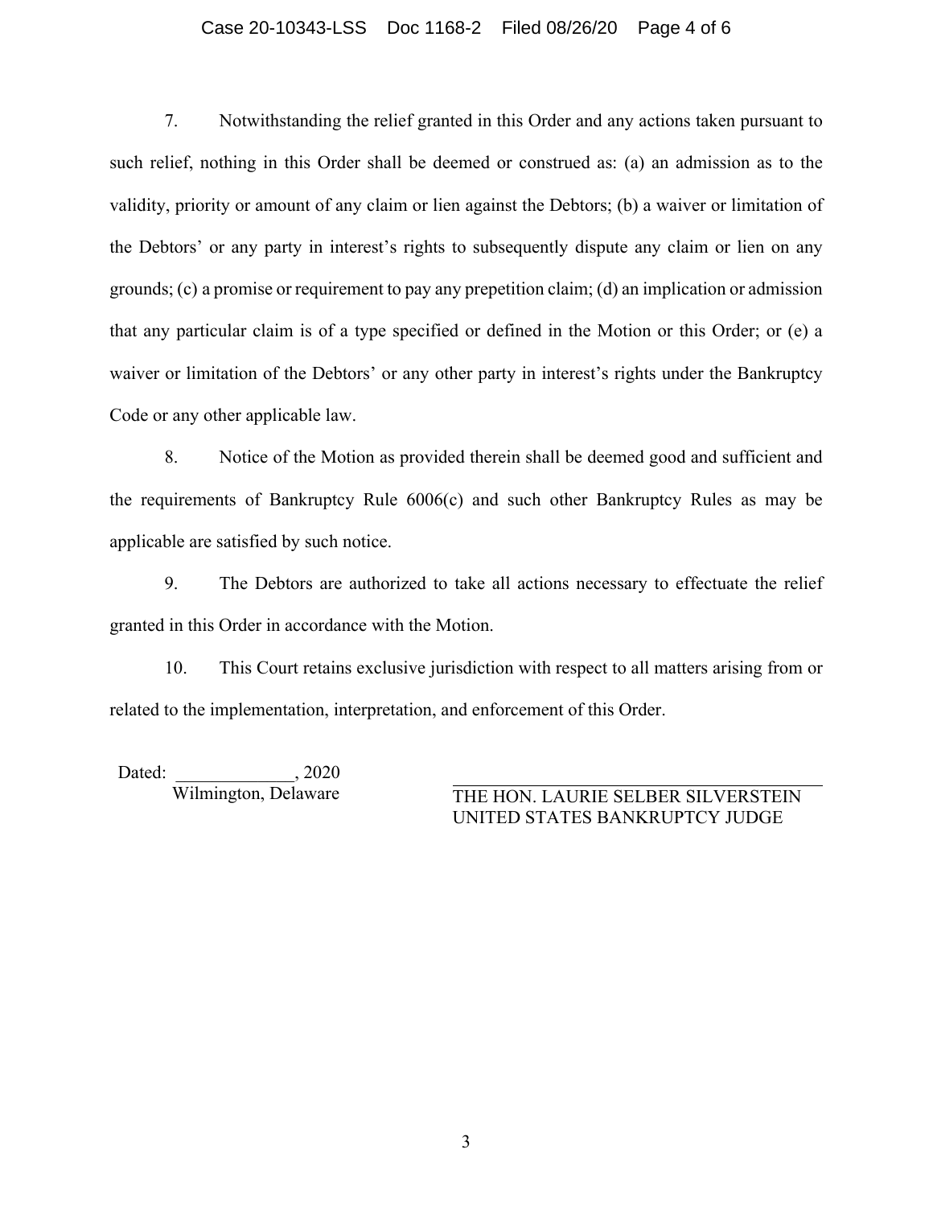7. Notwithstanding the relief granted in this Order and any actions taken pursuant to such relief, nothing in this Order shall be deemed or construed as: (a) an admission as to the validity, priority or amount of any claim or lien against the Debtors; (b) a waiver or limitation of the Debtors' or any party in interest's rights to subsequently dispute any claim or lien on any grounds; (c) a promise or requirement to pay any prepetition claim; (d) an implication or admission that any particular claim is of a type specified or defined in the Motion or this Order; or (e) a waiver or limitation of the Debtors' or any other party in interest's rights under the Bankruptcy Code or any other applicable law.

8. Notice of the Motion as provided therein shall be deemed good and sufficient and the requirements of Bankruptcy Rule 6006(c) and such other Bankruptcy Rules as may be applicable are satisfied by such notice.

9. The Debtors are authorized to take all actions necessary to effectuate the relief granted in this Order in accordance with the Motion.

10. This Court retains exclusive jurisdiction with respect to all matters arising from or related to the implementation, interpretation, and enforcement of this Order.

Dated: _____________, 2020
Wilmington, Delaware

_________________________________
THE HON. LAURIE SELBER SILVERSTEIN
UNITED STATES BANKRUPTCY JUDGE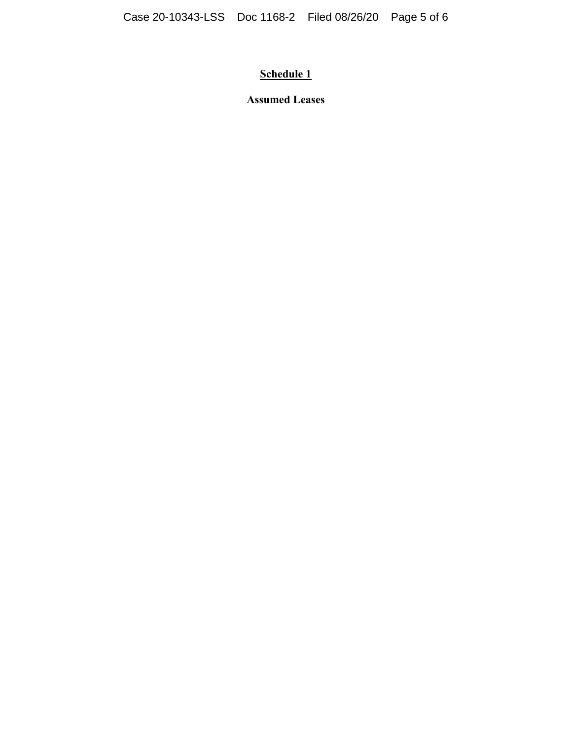**<u>Schedule 1</u>**

**Assumed Leases**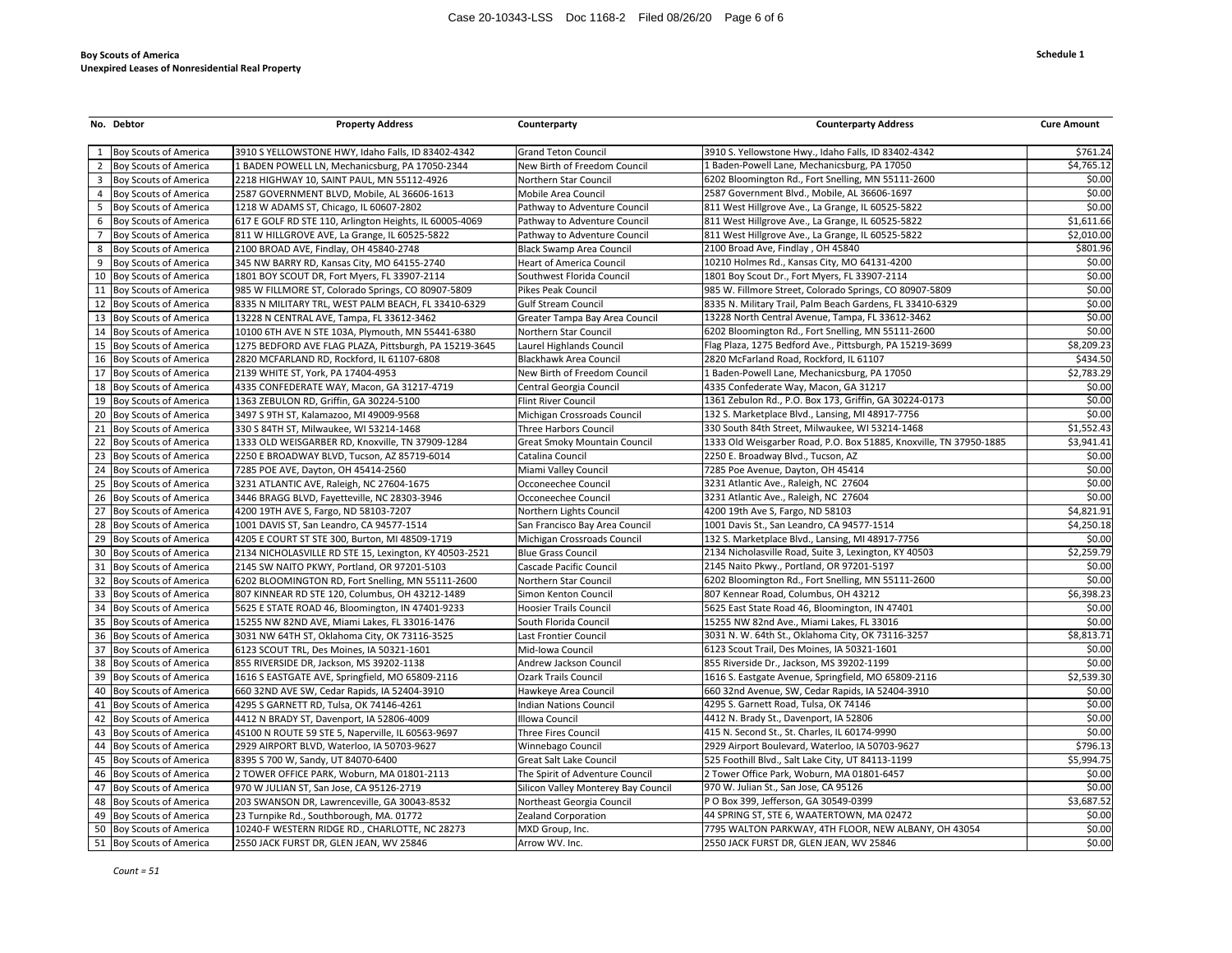**Boy Scouts of America**
**Unexpired Leases of Nonresidential Real Property**

**Schedule 1**

| No. | Debtor | Property Address | Counterparty | Counterparty Address | Cure Amount |
|---|---|---|---|---|---|
| 1 | Boy Scouts of America | 3910 S YELLOWSTONE HWY, Idaho Falls, ID 83402-4342 | Grand Teton Council | 3910 S. Yellowstone Hwy., Idaho Falls, ID 83402-4342 | $761.24 |
| 2 | Boy Scouts of America | 1 BADEN POWELL LN, Mechanicsburg, PA 17050-2344 | New Birth of Freedom Council | 1 Baden-Powell Lane, Mechanicsburg, PA 17050 | $4,765.12 |
| 3 | Boy Scouts of America | 2218 HIGHWAY 10, SAINT PAUL, MN 55112-4926 | Northern Star Council | 6202 Bloomington Rd., Fort Snelling, MN 55111-2600 | $0.00 |
| 4 | Boy Scouts of America | 2587 GOVERNMENT BLVD, Mobile, AL 36606-1613 | Mobile Area Council | 2587 Government Blvd., Mobile, AL 36606-1697 | $0.00 |
| 5 | Boy Scouts of America | 1218 W ADAMS ST, Chicago, IL 60607-2802 | Pathway to Adventure Council | 811 West Hillgrove Ave., La Grange, IL 60525-5822 | $0.00 |
| 6 | Boy Scouts of America | 617 E GOLF RD STE 110, Arlington Heights, IL 60005-4069 | Pathway to Adventure Council | 811 West Hillgrove Ave., La Grange, IL 60525-5822 | $1,611.66 |
| 7 | Boy Scouts of America | 811 W HILLGROVE AVE, La Grange, IL 60525-5822 | Pathway to Adventure Council | 811 West Hillgrove Ave., La Grange, IL 60525-5822 | $2,010.00 |
| 8 | Boy Scouts of America | 2100 BROAD AVE, Findlay, OH 45840-2748 | Black Swamp Area Council | 2100 Broad Ave, Findlay , OH 45840 | $801.96 |
| 9 | Boy Scouts of America | 345 NW BARRY RD, Kansas City, MO 64155-2740 | Heart of America Council | 10210 Holmes Rd., Kansas City, MO 64131-4200 | $0.00 |
| 10 | Boy Scouts of America | 1801 BOY SCOUT DR, Fort Myers, FL 33907-2114 | Southwest Florida Council | 1801 Boy Scout Dr., Fort Myers, FL 33907-2114 | $0.00 |
| 11 | Boy Scouts of America | 985 W FILLMORE ST, Colorado Springs, CO 80907-5809 | Pikes Peak Council | 985 W. Fillmore Street, Colorado Springs, CO 80907-5809 | $0.00 |
| 12 | Boy Scouts of America | 8335 N MILITARY TRL, WEST PALM BEACH, FL 33410-6329 | Gulf Stream Council | 8335 N. Military Trail, Palm Beach Gardens, FL 33410-6329 | $0.00 |
| 13 | Boy Scouts of America | 13228 N CENTRAL AVE, Tampa, FL 33612-3462 | Greater Tampa Bay Area Council | 13228 North Central Avenue, Tampa, FL 33612-3462 | $0.00 |
| 14 | Boy Scouts of America | 10100 6TH AVE N STE 103A, Plymouth, MN 55441-6380 | Northern Star Council | 6202 Bloomington Rd., Fort Snelling, MN 55111-2600 | $0.00 |
| 15 | Boy Scouts of America | 1275 BEDFORD AVE FLAG PLAZA, Pittsburgh, PA 15219-3645 | Laurel Highlands Council | Flag Plaza, 1275 Bedford Ave., Pittsburgh, PA 15219-3699 | $8,209.23 |
| 16 | Boy Scouts of America | 2820 MCFARLAND RD, Rockford, IL 61107-6808 | Blackhawk Area Council | 2820 McFarland Road, Rockford, IL 61107 | $434.50 |
| 17 | Boy Scouts of America | 2139 WHITE ST, York, PA 17404-4953 | New Birth of Freedom Council | 1 Baden-Powell Lane, Mechanicsburg, PA 17050 | $2,783.29 |
| 18 | Boy Scouts of America | 4335 CONFEDERATE WAY, Macon, GA 31217-4719 | Central Georgia Council | 4335 Confederate Way, Macon, GA 31217 | $0.00 |
| 19 | Boy Scouts of America | 1363 ZEBULON RD, Griffin, GA 30224-5100 | Flint River Council | 1361 Zebulon Rd., P.O. Box 173, Griffin, GA 30224-0173 | $0.00 |
| 20 | Boy Scouts of America | 3497 S 9TH ST, Kalamazoo, MI 49009-9568 | Michigan Crossroads Council | 132 S. Marketplace Blvd., Lansing, MI 48917-7756 | $0.00 |
| 21 | Boy Scouts of America | 330 S 84TH ST, Milwaukee, WI 53214-1468 | Three Harbors Council | 330 South 84th Street, Milwaukee, WI 53214-1468 | $1,552.43 |
| 22 | Boy Scouts of America | 1333 OLD WEISGARBER RD, Knoxville, TN 37909-1284 | Great Smoky Mountain Council | 1333 Old Weisgarber Road, P.O. Box 51885, Knoxville, TN 37950-1885 | $3,941.41 |
| 23 | Boy Scouts of America | 2250 E BROADWAY BLVD, Tucson, AZ 85719-6014 | Catalina Council | 2250 E. Broadway Blvd., Tucson, AZ | $0.00 |
| 24 | Boy Scouts of America | 7285 POE AVE, Dayton, OH 45414-2560 | Miami Valley Council | 7285 Poe Avenue, Dayton, OH 45414 | $0.00 |
| 25 | Boy Scouts of America | 3231 ATLANTIC AVE, Raleigh, NC 27604-1675 | Occoneechee Council | 3231 Atlantic Ave., Raleigh, NC 27604 | $0.00 |
| 26 | Boy Scouts of America | 3446 BRAGG BLVD, Fayetteville, NC 28303-3946 | Occoneechee Council | 3231 Atlantic Ave., Raleigh, NC 27604 | $0.00 |
| 27 | Boy Scouts of America | 4200 19TH AVE S, Fargo, ND 58103-7207 | Northern Lights Council | 4200 19th Ave S, Fargo, ND 58103 | $4,821.91 |
| 28 | Boy Scouts of America | 1001 DAVIS ST, San Leandro, CA 94577-1514 | San Francisco Bay Area Council | 1001 Davis St., San Leandro, CA 94577-1514 | $4,250.18 |
| 29 | Boy Scouts of America | 4205 E COURT ST STE 300, Burton, MI 48509-1719 | Michigan Crossroads Council | 132 S. Marketplace Blvd., Lansing, MI 48917-7756 | $0.00 |
| 30 | Boy Scouts of America | 2134 NICHOLASVILLE RD STE 15, Lexington, KY 40503-2521 | Blue Grass Council | 2134 Nicholasville Road, Suite 3, Lexington, KY 40503 | $2,259.79 |
| 31 | Boy Scouts of America | 2145 SW NAITO PKWY, Portland, OR 97201-5103 | Cascade Pacific Council | 2145 Naito Pkwy., Portland, OR 97201-5197 | $0.00 |
| 32 | Boy Scouts of America | 6202 BLOOMINGTON RD, Fort Snelling, MN 55111-2600 | Northern Star Council | 6202 Bloomington Rd., Fort Snelling, MN 55111-2600 | $0.00 |
| 33 | Boy Scouts of America | 807 KINNEAR RD STE 120, Columbus, OH 43212-1489 | Simon Kenton Council | 807 Kennear Road, Columbus, OH 43212 | $6,398.23 |
| 34 | Boy Scouts of America | 5625 E STATE ROAD 46, Bloomington, IN 47401-9233 | Hoosier Trails Council | 5625 East State Road 46, Bloomington, IN 47401 | $0.00 |
| 35 | Boy Scouts of America | 15255 NW 82ND AVE, Miami Lakes, FL 33016-1476 | South Florida Council | 15255 NW 82nd Ave., Miami Lakes, FL 33016 | $0.00 |
| 36 | Boy Scouts of America | 3031 NW 64TH ST, Oklahoma City, OK 73116-3525 | Last Frontier Council | 3031 N. W. 64th St., Oklahoma City, OK 73116-3257 | $8,813.71 |
| 37 | Boy Scouts of America | 6123 SCOUT TRL, Des Moines, IA 50321-1601 | Mid-Iowa Council | 6123 Scout Trail, Des Moines, IA 50321-1601 | $0.00 |
| 38 | Boy Scouts of America | 855 RIVERSIDE DR, Jackson, MS 39202-1138 | Andrew Jackson Council | 855 Riverside Dr., Jackson, MS 39202-1199 | $0.00 |
| 39 | Boy Scouts of America | 1616 S EASTGATE AVE, Springfield, MO 65809-2116 | Ozark Trails Council | 1616 S. Eastgate Avenue, Springfield, MO 65809-2116 | $2,539.30 |
| 40 | Boy Scouts of America | 660 32ND AVE SW, Cedar Rapids, IA 52404-3910 | Hawkeye Area Council | 660 32nd Avenue, SW, Cedar Rapids, IA 52404-3910 | $0.00 |
| 41 | Boy Scouts of America | 4295 S GARNETT RD, Tulsa, OK 74146-4261 | Indian Nations Council | 4295 S. Garnett Road, Tulsa, OK 74146 | $0.00 |
| 42 | Boy Scouts of America | 4412 N BRADY ST, Davenport, IA 52806-4009 | Illowa Council | 4412 N. Brady St., Davenport, IA 52806 | $0.00 |
| 43 | Boy Scouts of America | 4S100 N ROUTE 59 STE 5, Naperville, IL 60563-9697 | Three Fires Council | 415 N. Second St., St. Charles, IL 60174-9990 | $0.00 |
| 44 | Boy Scouts of America | 2929 AIRPORT BLVD, Waterloo, IA 50703-9627 | Winnebago Council | 2929 Airport Boulevard, Waterloo, IA 50703-9627 | $796.13 |
| 45 | Boy Scouts of America | 8395 S 700 W, Sandy, UT 84070-6400 | Great Salt Lake Council | 525 Foothill Blvd., Salt Lake City, UT 84113-1199 | $5,994.75 |
| 46 | Boy Scouts of America | 2 TOWER OFFICE PARK, Woburn, MA 01801-2113 | The Spirit of Adventure Council | 2 Tower Office Park, Woburn, MA 01801-6457 | $0.00 |
| 47 | Boy Scouts of America | 970 W JULIAN ST, San Jose, CA 95126-2719 | Silicon Valley Monterey Bay Council | 970 W. Julian St., San Jose, CA 95126 | $0.00 |
| 48 | Boy Scouts of America | 203 SWANSON DR, Lawrenceville, GA 30043-8532 | Northeast Georgia Council | P O Box 399, Jefferson, GA 30549-0399 | $3,687.52 |
| 49 | Boy Scouts of America | 23 Turnpike Rd., Southborough, MA. 01772 | Zealand Corporation | 44 SPRING ST, STE 6, WAATERTOWN, MA 02472 | $0.00 |
| 50 | Boy Scouts of America | 10240-F WESTERN RIDGE RD., CHARLOTTE, NC 28273 | MXD Group, Inc. | 7795 WALTON PARKWAY, 4TH FLOOR, NEW ALBANY, OH 43054 | $0.00 |
| 51 | Boy Scouts of America | 2550 JACK FURST DR, GLEN JEAN, WV 25846 | Arrow WV. Inc. | 2550 JACK FURST DR, GLEN JEAN, WV 25846 | $0.00 |

*Count = 51*